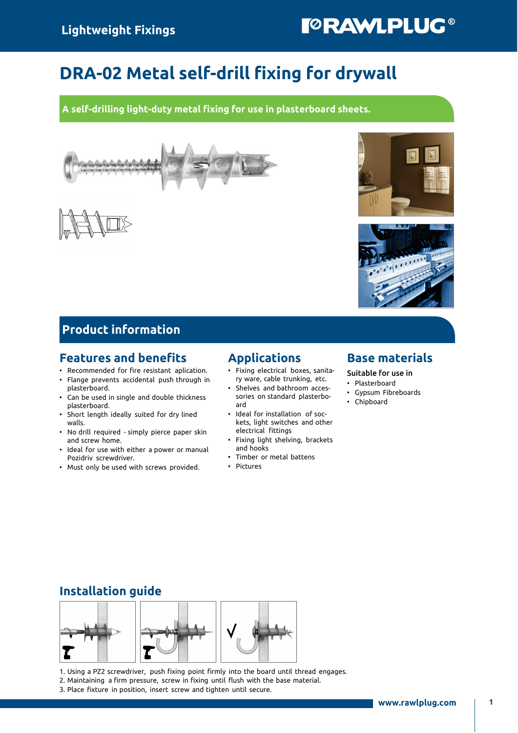# DRA-02 Metal self-drill fixing for drywall

**A self-drilling light-duty metal fixing for use in plasterboard sheets.**

## Product information

### Features and benefits

- Recommended for fire resistant aplication.
- Flange prevents accidental push through in plasterboard.
- Can be used in single and double thickness plasterboard.
- Short length ideally suited for dry lined walls.
- No drill required - simply pierce paper skin and screw home.
- Ideal for use with either a power or manual Pozidriv screwdriver.
- Must only be used with screws provided.

### Applications

- Fixing electrical boxes, sanitary ware, cable trunking, etc.
- Shelves and bathroom accessories on standard plasterboard
- Ideal for installation of sockets, light switches and other electrical fittings
- Fixing light shelving, brackets and hooks
- Timber or metal battens
- Pictures

### Base materials

Suitable for use in

- Plasterboard
- Gypsum Fibreboards
- Chipboard

## Installation guide

1. Using a PZ2 screwdriver, push fixing point firmly into the board until thread engages.
2. Maintaining a firm pressure, screw in fixing until flush with the base material.
3. Place fixture in position, insert screw and tighten until secure.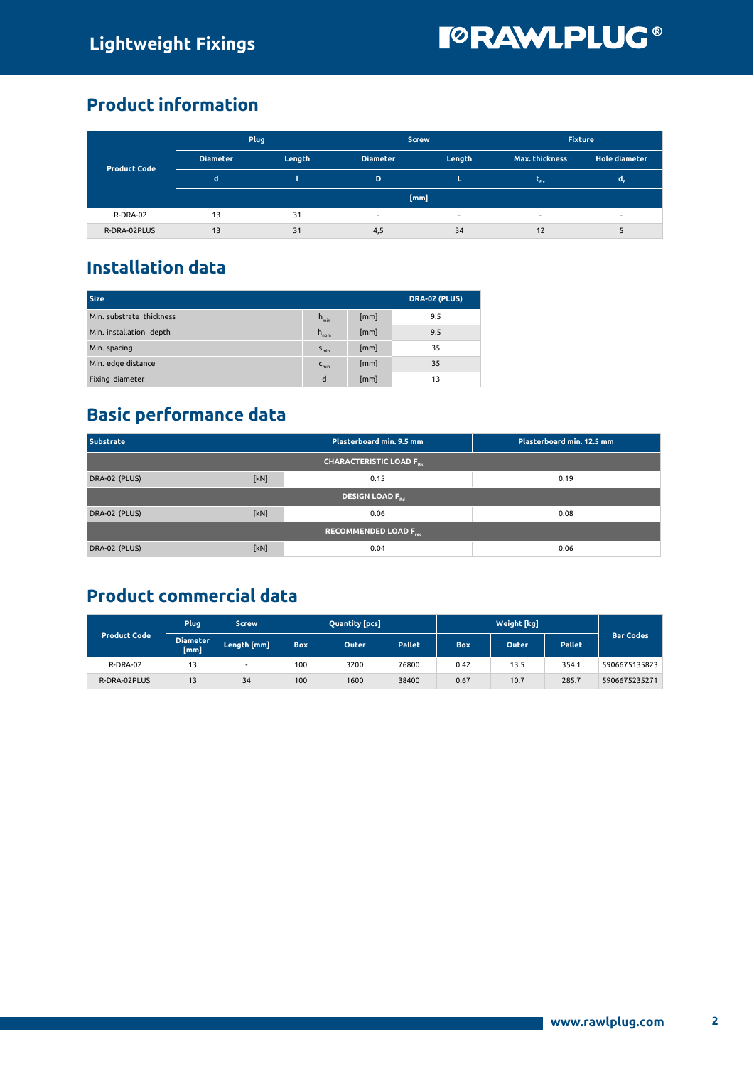## Product information

| Product Code | Plug | | Screw | | Fixture | |
|---|---|---|---|---|---|---|
| | Diameter | Length | Diameter | Length | Max. thickness | Hole diameter |
| | d | l | D | L | $t_{fix}$ | $d_f$ |
| | [mm] | | | | | |
| R-DRA-02 | 13 | 31 | - | - | - | - |
| R-DRA-02PLUS | 13 | 31 | 4,5 | 34 | 12 | 5 |

## Installation data

| Size | | | DRA-02 (PLUS) |
|---|---|---|---|
| Min. substrate thickness | $h_{min}$ | [mm] | 9.5 |
| Min. installation depth | $h_{nom}$ | [mm] | 9.5 |
| Min. spacing | $s_{min}$ | [mm] | 35 |
| Min. edge distance | $c_{min}$ | [mm] | 35 |
| Fixing diameter | d | [mm] | 13 |

## Basic performance data

| Substrate | | Plasterboard min. 9.5 mm | Plasterboard min. 12.5 mm |
|---|---|---|---|
| CHARACTERISTIC LOAD $F_{Rk}$ | | | |
| DRA-02 (PLUS) | [kN] | 0.15 | 0.19 |
| DESIGN LOAD $F_{Rd}$ | | | |
| DRA-02 (PLUS) | [kN] | 0.06 | 0.08 |
| RECOMMENDED LOAD $F_{rec}$ | | | |
| DRA-02 (PLUS) | [kN] | 0.04 | 0.06 |

## Product commercial data

| Product Code | Plug | Screw | Quantity [pcs] | | | Weight [kg] | | | Bar Codes |
|---|---|---|---|---|---|---|---|---|---|
| | Diameter [mm] | Length [mm] | Box | Outer | Pallet | Box | Outer | Pallet | |
| R-DRA-02 | 13 | - | 100 | 3200 | 76800 | 0.42 | 13.5 | 354.1 | 5906675135823 |
| R-DRA-02PLUS | 13 | 34 | 100 | 1600 | 38400 | 0.67 | 10.7 | 285.7 | 5906675235271 |